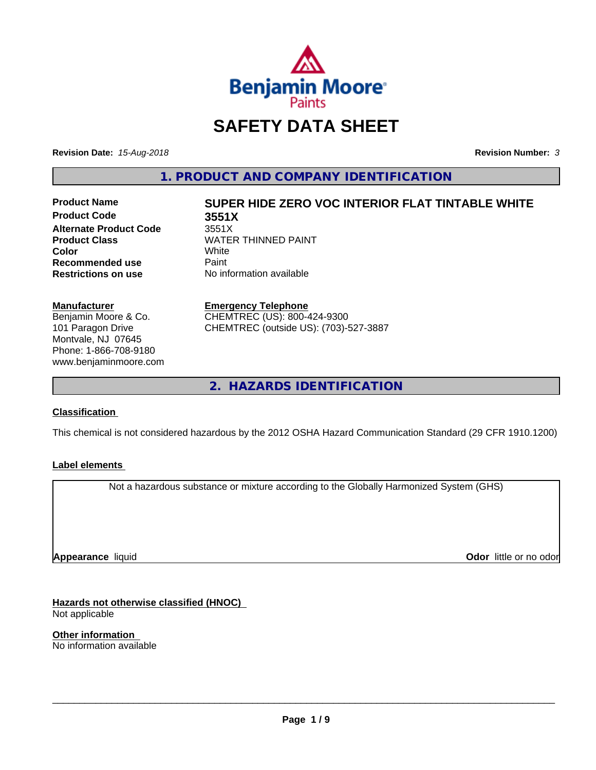# SAFETY DATA SHEET

**Revision Date:** *15-Aug-2018*

**Revision Number:** *3*

## 1. PRODUCT AND COMPANY IDENTIFICATION

| | |
|---|---|
| **Product Name** | **SUPER HIDE ZERO VOC INTERIOR FLAT TINTABLE WHITE** |
| **Product Code** | **3551X** |
| **Alternate Product Code** | 3551X |
| **Product Class** | WATER THINNED PAINT |
| **Color** | White |
| **Recommended use** | Paint |
| **Restrictions on use** | No information available |

**Manufacturer**
Benjamin Moore & Co.
101 Paragon Drive
Montvale, NJ 07645
Phone: 1-866-708-9180
www.benjaminmoore.com

**Emergency Telephone**
CHEMTREC (US): 800-424-9300
CHEMTREC (outside US): (703)-527-3887

## 2. HAZARDS IDENTIFICATION

### Classification

This chemical is not considered hazardous by the 2012 OSHA Hazard Communication Standard (29 CFR 1910.1200)

### Label elements

Not a hazardous substance or mixture according to the Globally Harmonized System (GHS)

**Appearance** liquid

**Odor** little or no odor

### Hazards not otherwise classified (HNOC)

Not applicable

### Other information

No information available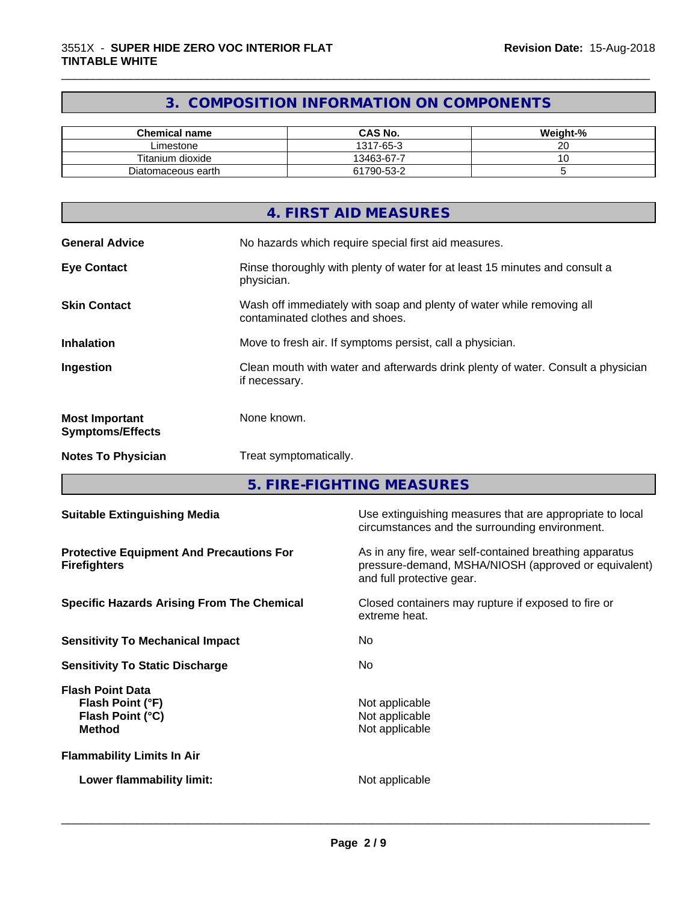## 3. COMPOSITION INFORMATION ON COMPONENTS

| Chemical name | CAS No. | Weight-% |
|---|---|---|
| Limestone | 1317-65-3 | 20 |
| Titanium dioxide | 13463-67-7 | 10 |
| Diatomaceous earth | 61790-53-2 | 5 |

## 4. FIRST AID MEASURES

**General Advice** No hazards which require special first aid measures.

**Eye Contact** Rinse thoroughly with plenty of water for at least 15 minutes and consult a physician.

**Skin Contact** Wash off immediately with soap and plenty of water while removing all contaminated clothes and shoes.

**Inhalation** Move to fresh air. If symptoms persist, call a physician.

**Ingestion** Clean mouth with water and afterwards drink plenty of water. Consult a physician if necessary.

**Most Important Symptoms/Effects** None known.

**Notes To Physician** Treat symptomatically.

## 5. FIRE-FIGHTING MEASURES

**Suitable Extinguishing Media** Use extinguishing measures that are appropriate to local circumstances and the surrounding environment.

**Protective Equipment And Precautions For Firefighters** As in any fire, wear self-contained breathing apparatus pressure-demand, MSHA/NIOSH (approved or equivalent) and full protective gear.

**Specific Hazards Arising From The Chemical** Closed containers may rupture if exposed to fire or extreme heat.

**Sensitivity To Mechanical Impact** No

**Sensitivity To Static Discharge** No

**Flash Point Data**
**Flash Point (°F)** Not applicable
**Flash Point (°C)** Not applicable
**Method** Not applicable

**Flammability Limits In Air**

**Lower flammability limit:** Not applicable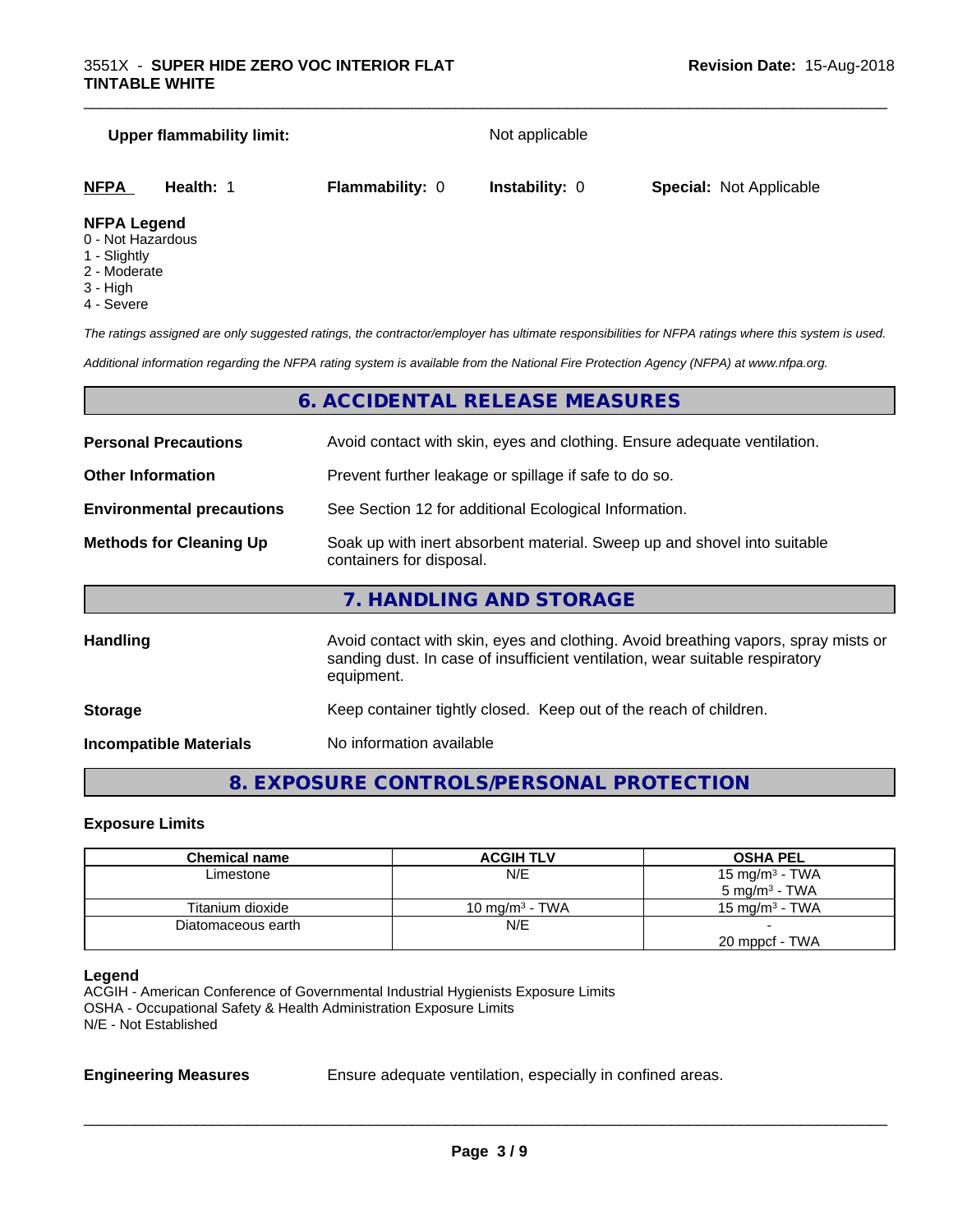**Upper flammability limit:** Not applicable

| **NFPA** | **Health:** 1 | **Flammability:** 0 | **Instability:** 0 | **Special:** Not Applicable |
|---|---|---|---|---|

**NFPA Legend**
0 - Not Hazardous
1 - Slightly
2 - Moderate
3 - High
4 - Severe

*The ratings assigned are only suggested ratings, the contractor/employer has ultimate responsibilities for NFPA ratings where this system is used.*

*Additional information regarding the NFPA rating system is available from the National Fire Protection Agency (NFPA) at www.nfpa.org.*

## 6. ACCIDENTAL RELEASE MEASURES

**Personal Precautions** Avoid contact with skin, eyes and clothing. Ensure adequate ventilation.

**Other Information** Prevent further leakage or spillage if safe to do so.

**Environmental precautions** See Section 12 for additional Ecological Information.

**Methods for Cleaning Up** Soak up with inert absorbent material. Sweep up and shovel into suitable containers for disposal.

## 7. HANDLING AND STORAGE

**Handling** Avoid contact with skin, eyes and clothing. Avoid breathing vapors, spray mists or sanding dust. In case of insufficient ventilation, wear suitable respiratory equipment.

**Storage** Keep container tightly closed. Keep out of the reach of children.

**Incompatible Materials** No information available

## 8. EXPOSURE CONTROLS/PERSONAL PROTECTION

### Exposure Limits

| Chemical name | ACGIH TLV | OSHA PEL |
|---|---|---|
| Limestone | N/E | 15 mg/m³ - TWA<br>5 mg/m³ - TWA |
| Titanium dioxide | 10 mg/m³ - TWA | 15 mg/m³ - TWA |
| Diatomaceous earth | N/E | -<br>20 mppcf - TWA |

**Legend**
ACGIH - American Conference of Governmental Industrial Hygienists Exposure Limits
OSHA - Occupational Safety & Health Administration Exposure Limits
N/E - Not Established

**Engineering Measures** Ensure adequate ventilation, especially in confined areas.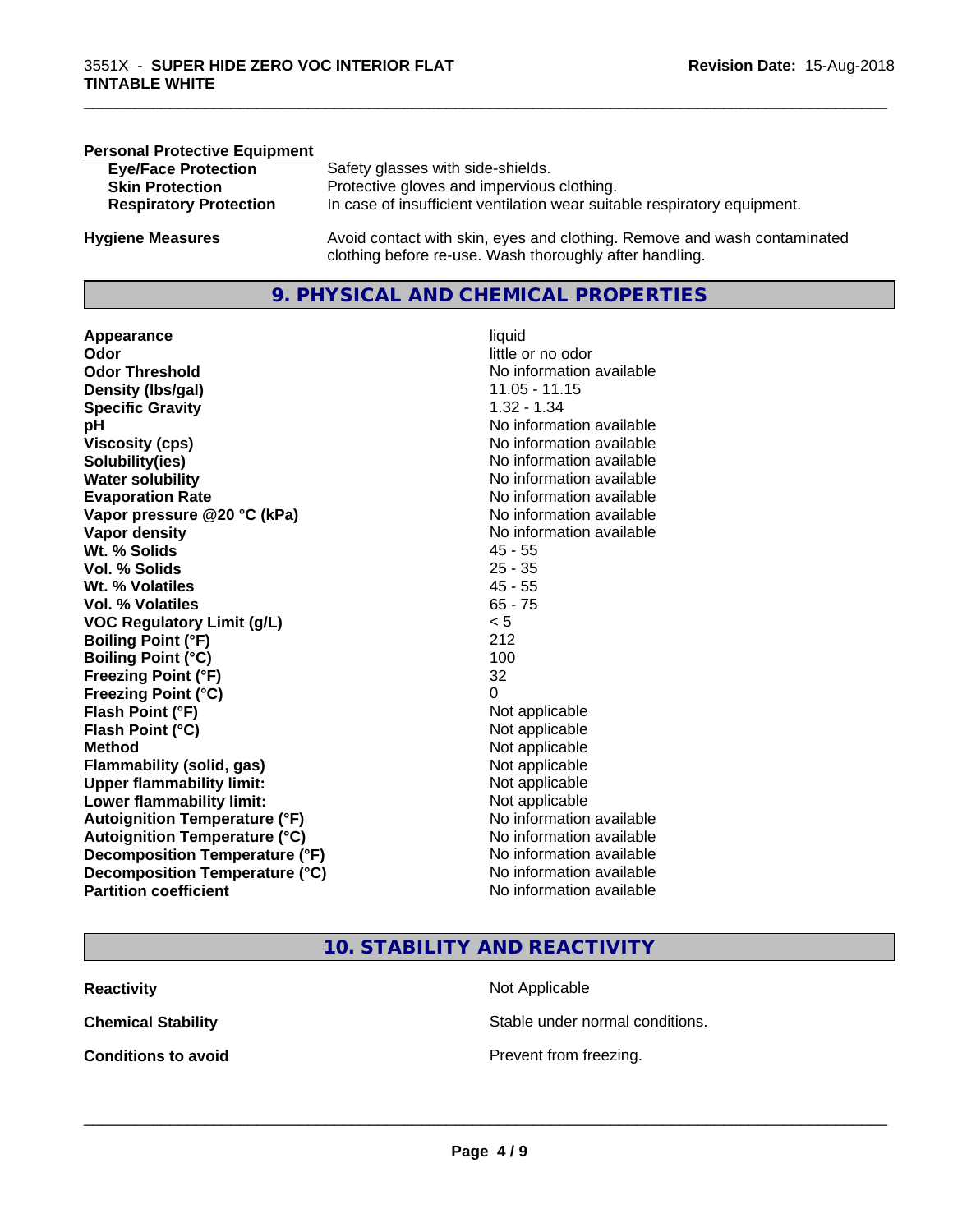**Personal Protective Equipment**

| | |
|---|---|
| **Eye/Face Protection** | Safety glasses with side-shields. |
| **Skin Protection** | Protective gloves and impervious clothing. |
| **Respiratory Protection** | In case of insufficient ventilation wear suitable respiratory equipment. |

**Hygiene Measures** Avoid contact with skin, eyes and clothing. Remove and wash contaminated clothing before re-use. Wash thoroughly after handling.

## 9. PHYSICAL AND CHEMICAL PROPERTIES

| | |
|---|---|
| **Appearance** | liquid |
| **Odor** | little or no odor |
| **Odor Threshold** | No information available |
| **Density (lbs/gal)** | 11.05 - 11.15 |
| **Specific Gravity** | 1.32 - 1.34 |
| **pH** | No information available |
| **Viscosity (cps)** | No information available |
| **Solubility(ies)** | No information available |
| **Water solubility** | No information available |
| **Evaporation Rate** | No information available |
| **Vapor pressure @20 °C (kPa)** | No information available |
| **Vapor density** | No information available |
| **Wt. % Solids** | 45 - 55 |
| **Vol. % Solids** | 25 - 35 |
| **Wt. % Volatiles** | 45 - 55 |
| **Vol. % Volatiles** | 65 - 75 |
| **VOC Regulatory Limit (g/L)** | < 5 |
| **Boiling Point (°F)** | 212 |
| **Boiling Point (°C)** | 100 |
| **Freezing Point (°F)** | 32 |
| **Freezing Point (°C)** | 0 |
| **Flash Point (°F)** | Not applicable |
| **Flash Point (°C)** | Not applicable |
| **Method** | Not applicable |
| **Flammability (solid, gas)** | Not applicable |
| **Upper flammability limit:** | Not applicable |
| **Lower flammability limit:** | Not applicable |
| **Autoignition Temperature (°F)** | No information available |
| **Autoignition Temperature (°C)** | No information available |
| **Decomposition Temperature (°F)** | No information available |
| **Decomposition Temperature (°C)** | No information available |
| **Partition coefficient** | No information available |

## 10. STABILITY AND REACTIVITY

| | |
|---|---|
| **Reactivity** | Not Applicable |
| **Chemical Stability** | Stable under normal conditions. |
| **Conditions to avoid** | Prevent from freezing. |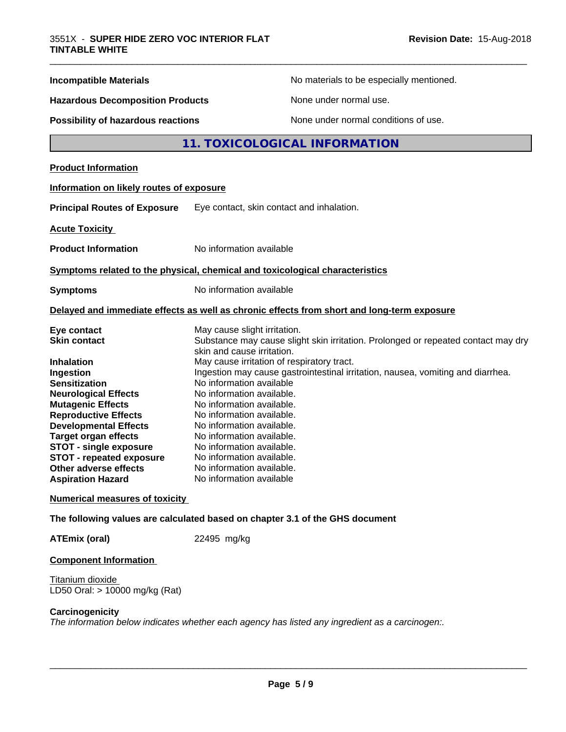| | |
|---|---|
| **Incompatible Materials** | No materials to be especially mentioned. |
| **Hazardous Decomposition Products** | None under normal use. |
| **Possibility of hazardous reactions** | None under normal conditions of use. |

## 11. TOXICOLOGICAL INFORMATION

**Product Information**

**Information on likely routes of exposure**

**Principal Routes of Exposure** Eye contact, skin contact and inhalation.

**Acute Toxicity**

**Product Information** No information available

**Symptoms related to the physical, chemical and toxicological characteristics**

**Symptoms** No information available

**Delayed and immediate effects as well as chronic effects from short and long-term exposure**

| | |
|---|---|
| **Eye contact** | May cause slight irritation. |
| **Skin contact** | Substance may cause slight skin irritation. Prolonged or repeated contact may dry skin and cause irritation. |
| **Inhalation** | May cause irritation of respiratory tract. |
| **Ingestion** | Ingestion may cause gastrointestinal irritation, nausea, vomiting and diarrhea. |
| **Sensitization** | No information available |
| **Neurological Effects** | No information available. |
| **Mutagenic Effects** | No information available. |
| **Reproductive Effects** | No information available. |
| **Developmental Effects** | No information available. |
| **Target organ effects** | No information available. |
| **STOT - single exposure** | No information available. |
| **STOT - repeated exposure** | No information available. |
| **Other adverse effects** | No information available. |
| **Aspiration Hazard** | No information available |

**Numerical measures of toxicity**

**The following values are calculated based on chapter 3.1 of the GHS document**

**ATEmix (oral)** 22495 mg/kg

**Component Information**

Titanium dioxide
LD50 Oral: > 10000 mg/kg (Rat)

**Carcinogenicity**

*The information below indicates whether each agency has listed any ingredient as a carcinogen:.*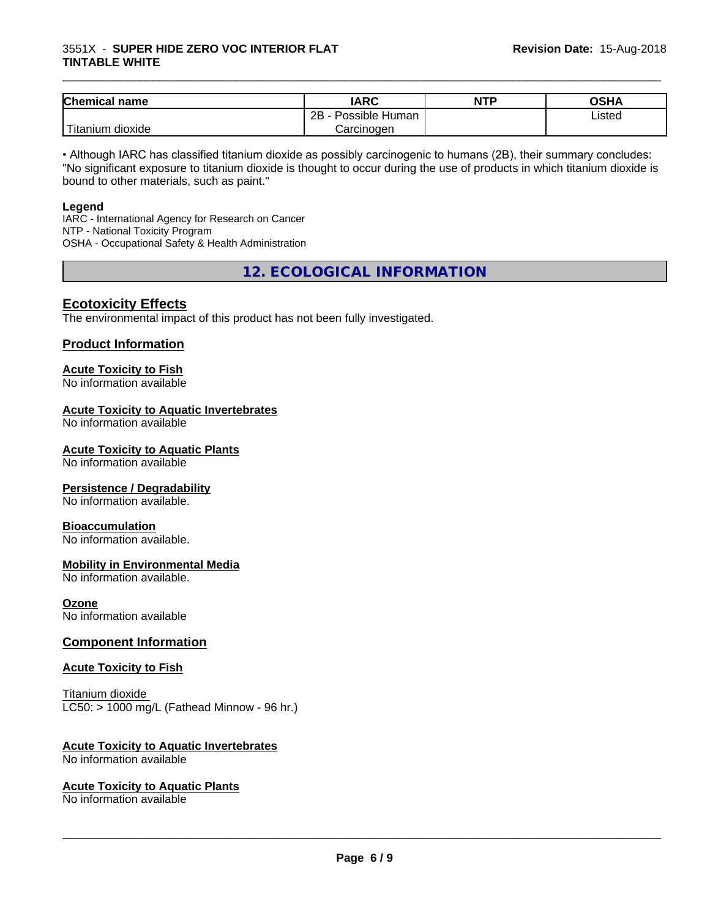| Chemical name | IARC | NTP | OSHA |
|---|---|---|---|
| Titanium dioxide | 2B - Possible Human Carcinogen | | Listed |

• Although IARC has classified titanium dioxide as possibly carcinogenic to humans (2B), their summary concludes: "No significant exposure to titanium dioxide is thought to occur during the use of products in which titanium dioxide is bound to other materials, such as paint."

**Legend**

IARC - International Agency for Research on Cancer
NTP - National Toxicity Program
OSHA - Occupational Safety & Health Administration

## 12. ECOLOGICAL INFORMATION

### Ecotoxicity Effects

The environmental impact of this product has not been fully investigated.

### Product Information

**Acute Toxicity to Fish**
No information available

**Acute Toxicity to Aquatic Invertebrates**
No information available

**Acute Toxicity to Aquatic Plants**
No information available

**Persistence / Degradability**
No information available.

**Bioaccumulation**
No information available.

**Mobility in Environmental Media**
No information available.

**Ozone**
No information available

### Component Information

**Acute Toxicity to Fish**

Titanium dioxide
LC50: > 1000 mg/L (Fathead Minnow - 96 hr.)

**Acute Toxicity to Aquatic Invertebrates**
No information available

**Acute Toxicity to Aquatic Plants**
No information available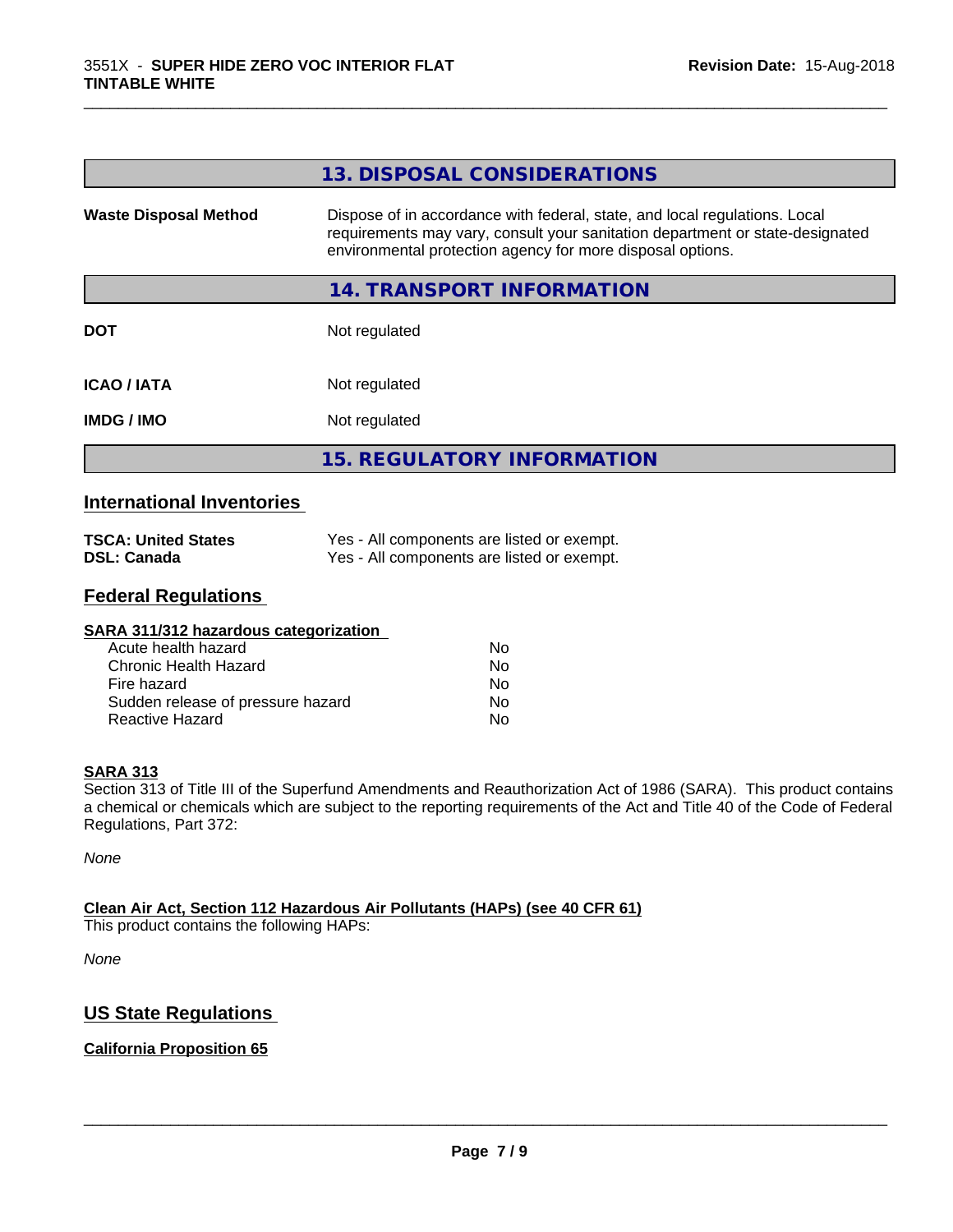## 13. DISPOSAL CONSIDERATIONS

| | |
|---|---|
| **Waste Disposal Method** | Dispose of in accordance with federal, state, and local regulations. Local requirements may vary, consult your sanitation department or state-designated environmental protection agency for more disposal options. |

## 14. TRANSPORT INFORMATION

| | |
|---|---|
| **DOT** | Not regulated |
| **ICAO / IATA** | Not regulated |
| **IMDG / IMO** | Not regulated |

## 15. REGULATORY INFORMATION

### International Inventories

| | |
|---|---|
| **TSCA: United States** | Yes - All components are listed or exempt. |
| **DSL: Canada** | Yes - All components are listed or exempt. |

### Federal Regulations

**SARA 311/312 hazardous categorization**

| | |
|---|---|
| Acute health hazard | No |
| Chronic Health Hazard | No |
| Fire hazard | No |
| Sudden release of pressure hazard | No |
| Reactive Hazard | No |

**SARA 313**

Section 313 of Title III of the Superfund Amendments and Reauthorization Act of 1986 (SARA). This product contains a chemical or chemicals which are subject to the reporting requirements of the Act and Title 40 of the Code of Federal Regulations, Part 372:

*None*

**Clean Air Act, Section 112 Hazardous Air Pollutants (HAPs) (see 40 CFR 61)**

This product contains the following HAPs:

*None*

### US State Regulations

**California Proposition 65**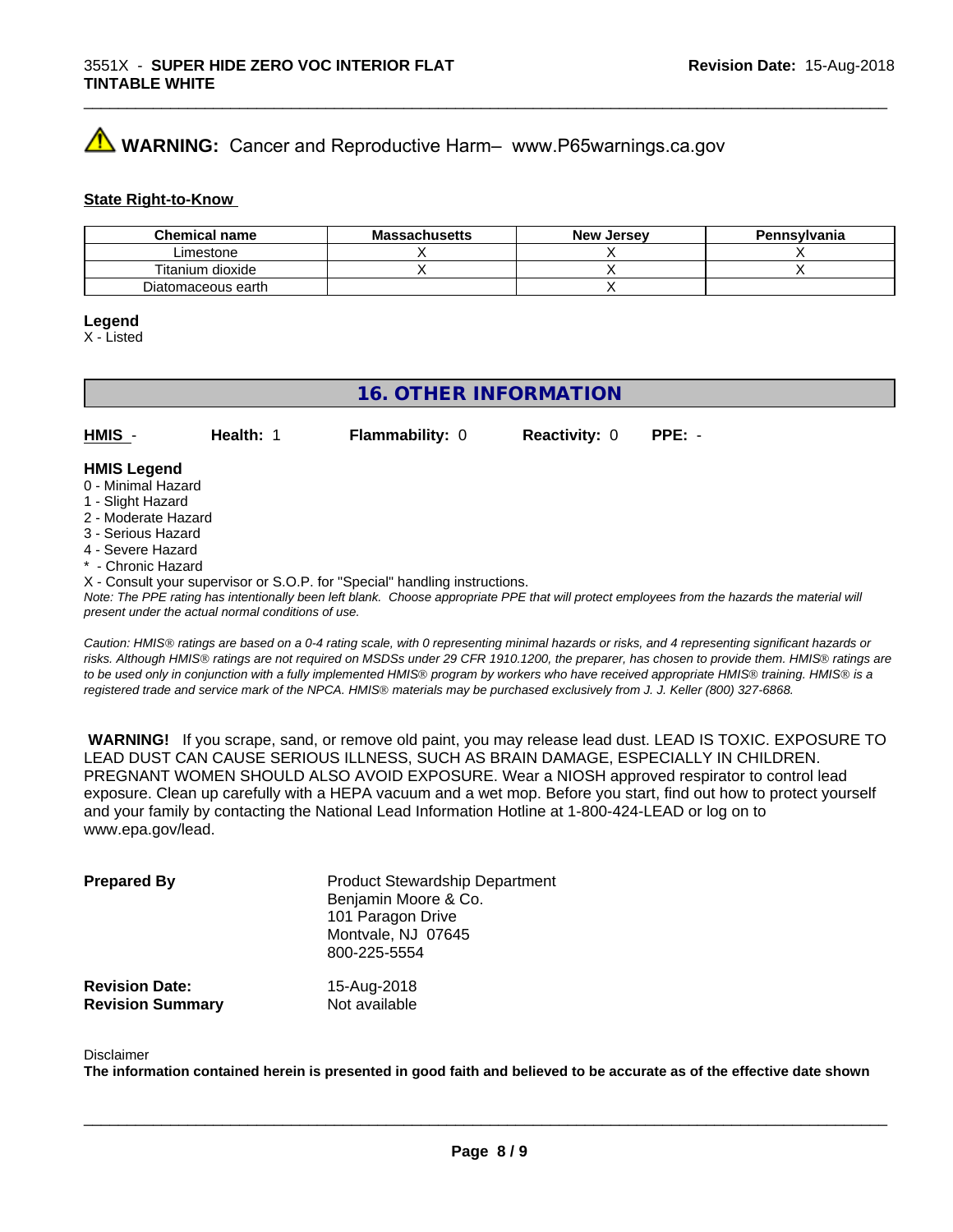**WARNING:** Cancer and Reproductive Harm– www.P65warnings.ca.gov

**State Right-to-Know**

| Chemical name | Massachusetts | New Jersey | Pennsylvania |
|---|---|---|---|
| Limestone | X | X | X |
| Titanium dioxide | X | X | X |
| Diatomaceous earth | | X | |

**Legend**
X - Listed

## 16. OTHER INFORMATION

**HMIS** - **Health:** 1 **Flammability:** 0 **Reactivity:** 0 **PPE:** -

**HMIS Legend**
0 - Minimal Hazard
1 - Slight Hazard
2 - Moderate Hazard
3 - Serious Hazard
4 - Severe Hazard
* - Chronic Hazard
X - Consult your supervisor or S.O.P. for "Special" handling instructions.
*Note: The PPE rating has intentionally been left blank. Choose appropriate PPE that will protect employees from the hazards the material will present under the actual normal conditions of use.*

*Caution: HMIS® ratings are based on a 0-4 rating scale, with 0 representing minimal hazards or risks, and 4 representing significant hazards or risks. Although HMIS® ratings are not required on MSDSs under 29 CFR 1910.1200, the preparer, has chosen to provide them. HMIS® ratings are to be used only in conjunction with a fully implemented HMIS® program by workers who have received appropriate HMIS® training. HMIS® is a registered trade and service mark of the NPCA. HMIS® materials may be purchased exclusively from J. J. Keller (800) 327-6868.*

**WARNING!** If you scrape, sand, or remove old paint, you may release lead dust. LEAD IS TOXIC. EXPOSURE TO LEAD DUST CAN CAUSE SERIOUS ILLNESS, SUCH AS BRAIN DAMAGE, ESPECIALLY IN CHILDREN. PREGNANT WOMEN SHOULD ALSO AVOID EXPOSURE. Wear a NIOSH approved respirator to control lead exposure. Clean up carefully with a HEPA vacuum and a wet mop. Before you start, find out how to protect yourself and your family by contacting the National Lead Information Hotline at 1-800-424-LEAD or log on to www.epa.gov/lead.

**Prepared By**
Product Stewardship Department
Benjamin Moore & Co.
101 Paragon Drive
Montvale, NJ 07645
800-225-5554

**Revision Date:** 15-Aug-2018
**Revision Summary** Not available

Disclaimer
**The information contained herein is presented in good faith and believed to be accurate as of the effective date shown**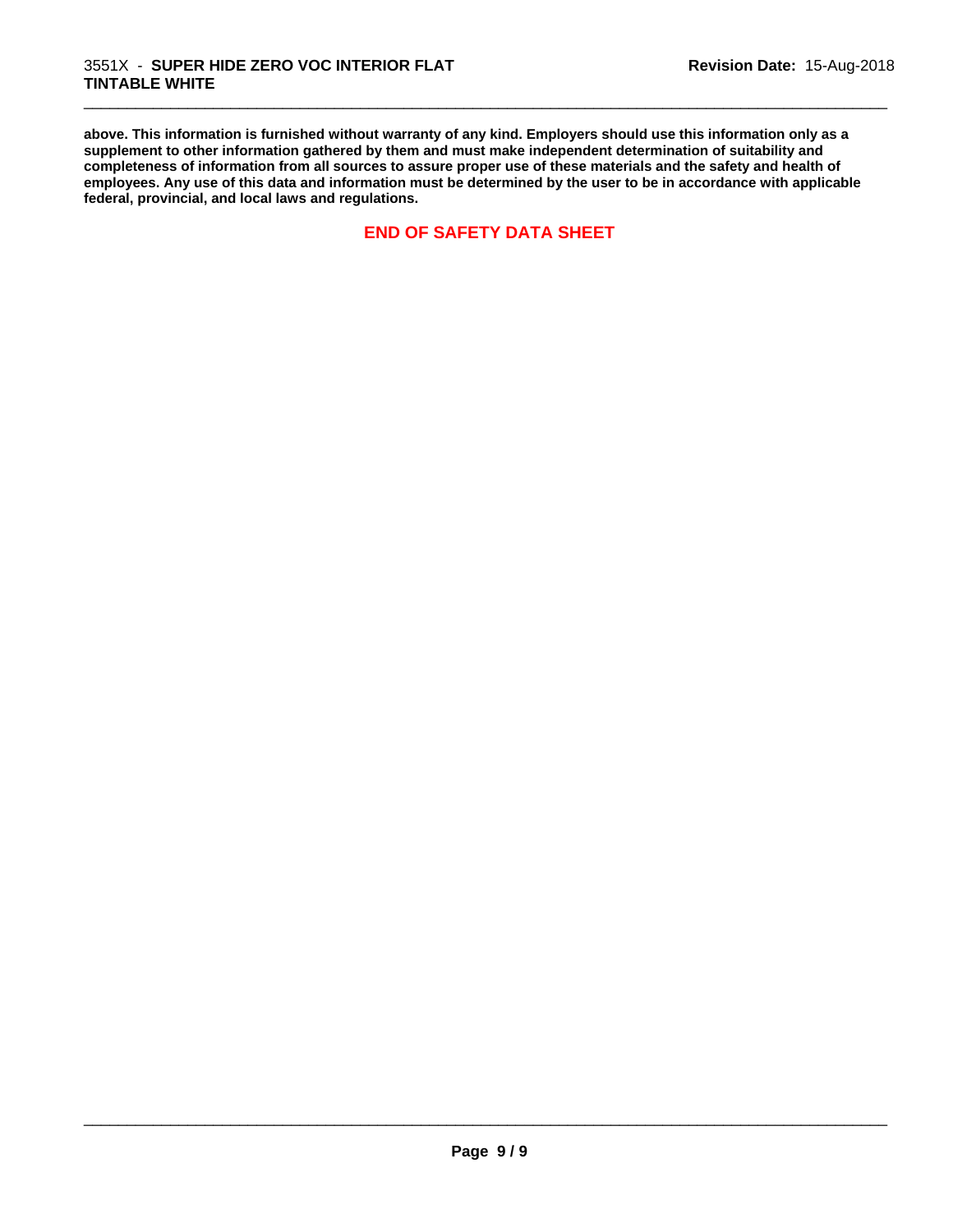**above. This information is furnished without warranty of any kind. Employers should use this information only as a supplement to other information gathered by them and must make independent determination of suitability and completeness of information from all sources to assure proper use of these materials and the safety and health of employees. Any use of this data and information must be determined by the user to be in accordance with applicable federal, provincial, and local laws and regulations.**

**END OF SAFETY DATA SHEET**